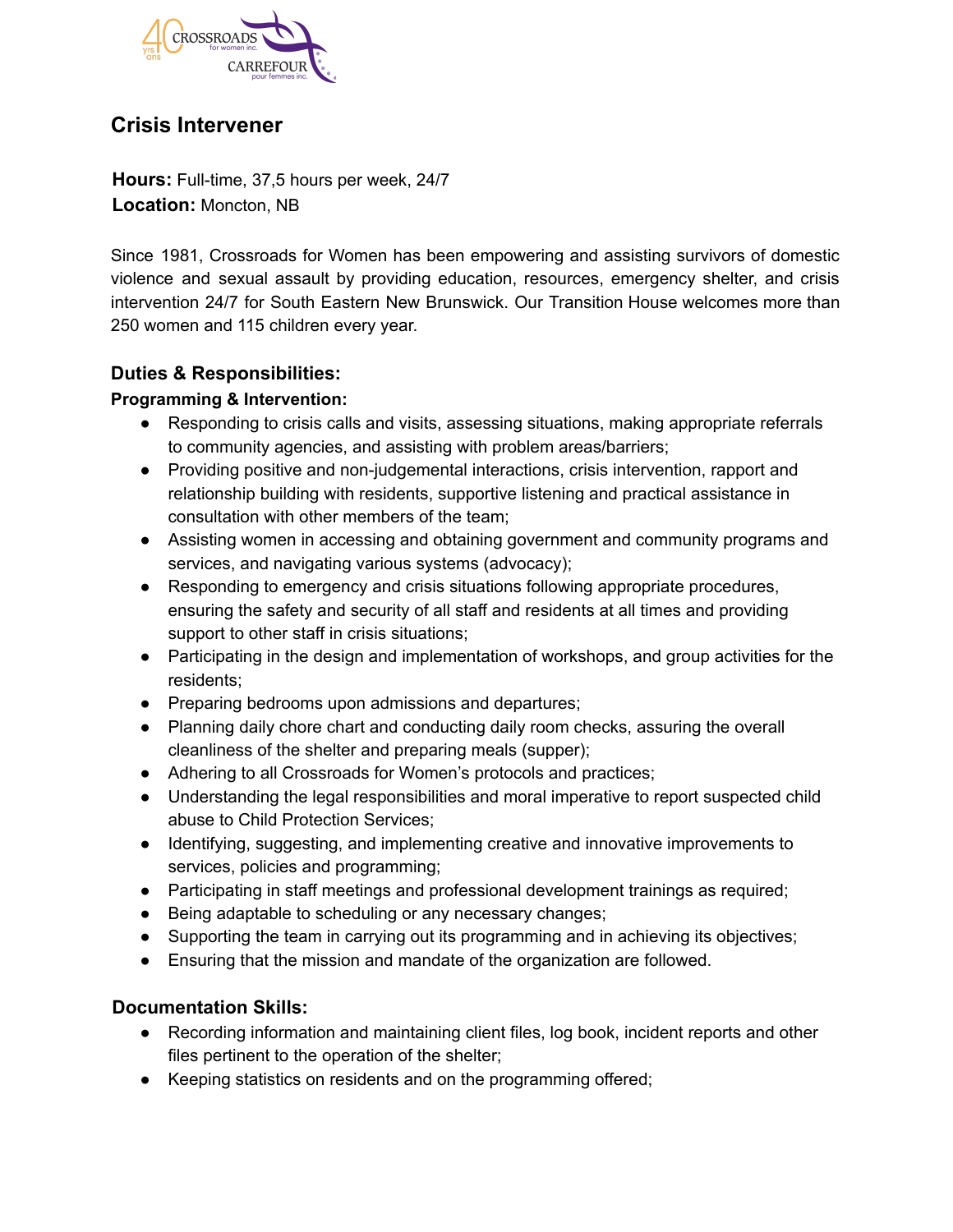# Crisis Intervener

**Hours:** Full-time, 37,5 hours per week, 24/7
**Location:** Moncton, NB

Since 1981, Crossroads for Women has been empowering and assisting survivors of domestic violence and sexual assault by providing education, resources, emergency shelter, and crisis intervention 24/7 for South Eastern New Brunswick. Our Transition House welcomes more than 250 women and 115 children every year.

## Duties & Responsibilities:

### Programming & Intervention:

- Responding to crisis calls and visits, assessing situations, making appropriate referrals to community agencies, and assisting with problem areas/barriers;
- Providing positive and non-judgemental interactions, crisis intervention, rapport and relationship building with residents, supportive listening and practical assistance in consultation with other members of the team;
- Assisting women in accessing and obtaining government and community programs and services, and navigating various systems (advocacy);
- Responding to emergency and crisis situations following appropriate procedures, ensuring the safety and security of all staff and residents at all times and providing support to other staff in crisis situations;
- Participating in the design and implementation of workshops, and group activities for the residents;
- Preparing bedrooms upon admissions and departures;
- Planning daily chore chart and conducting daily room checks, assuring the overall cleanliness of the shelter and preparing meals (supper);
- Adhering to all Crossroads for Women's protocols and practices;
- Understanding the legal responsibilities and moral imperative to report suspected child abuse to Child Protection Services;
- Identifying, suggesting, and implementing creative and innovative improvements to services, policies and programming;
- Participating in staff meetings and professional development trainings as required;
- Being adaptable to scheduling or any necessary changes;
- Supporting the team in carrying out its programming and in achieving its objectives;
- Ensuring that the mission and mandate of the organization are followed.

## Documentation Skills:

- Recording information and maintaining client files, log book, incident reports and other files pertinent to the operation of the shelter;
- Keeping statistics on residents and on the programming offered;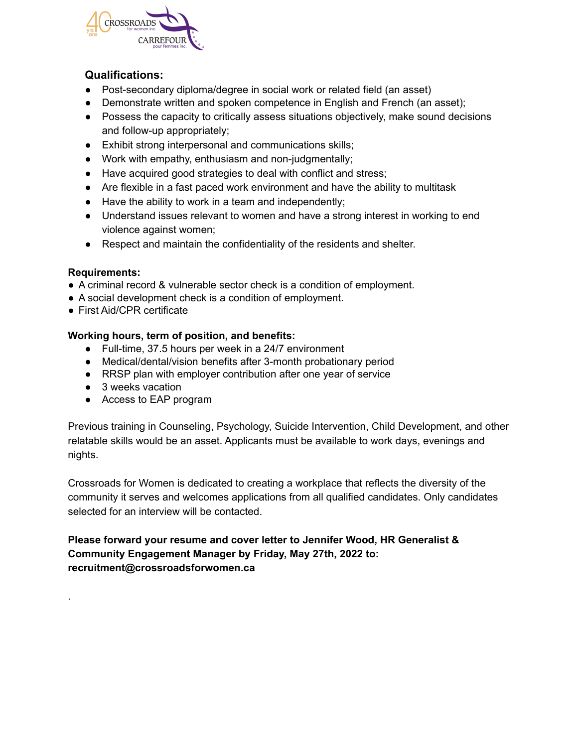**Qualifications:**

- Post-secondary diploma/degree in social work or related field (an asset)
- Demonstrate written and spoken competence in English and French (an asset);
- Possess the capacity to critically assess situations objectively, make sound decisions and follow-up appropriately;
- Exhibit strong interpersonal and communications skills;
- Work with empathy, enthusiasm and non-judgmentally;
- Have acquired good strategies to deal with conflict and stress;
- Are flexible in a fast paced work environment and have the ability to multitask
- Have the ability to work in a team and independently;
- Understand issues relevant to women and have a strong interest in working to end violence against women;
- Respect and maintain the confidentiality of the residents and shelter.

**Requirements:**

- A criminal record & vulnerable sector check is a condition of employment.
- A social development check is a condition of employment.
- First Aid/CPR certificate

**Working hours, term of position, and benefits:**

- Full-time, 37.5 hours per week in a 24/7 environment
- Medical/dental/vision benefits after 3-month probationary period
- RRSP plan with employer contribution after one year of service
- 3 weeks vacation
- Access to EAP program

Previous training in Counseling, Psychology, Suicide Intervention, Child Development, and other relatable skills would be an asset. Applicants must be available to work days, evenings and nights.

Crossroads for Women is dedicated to creating a workplace that reflects the diversity of the community it serves and welcomes applications from all qualified candidates. Only candidates selected for an interview will be contacted.

**Please forward your resume and cover letter to Jennifer Wood, HR Generalist & Community Engagement Manager by Friday, May 27th, 2022 to: recruitment@crossroadsforwomen.ca**